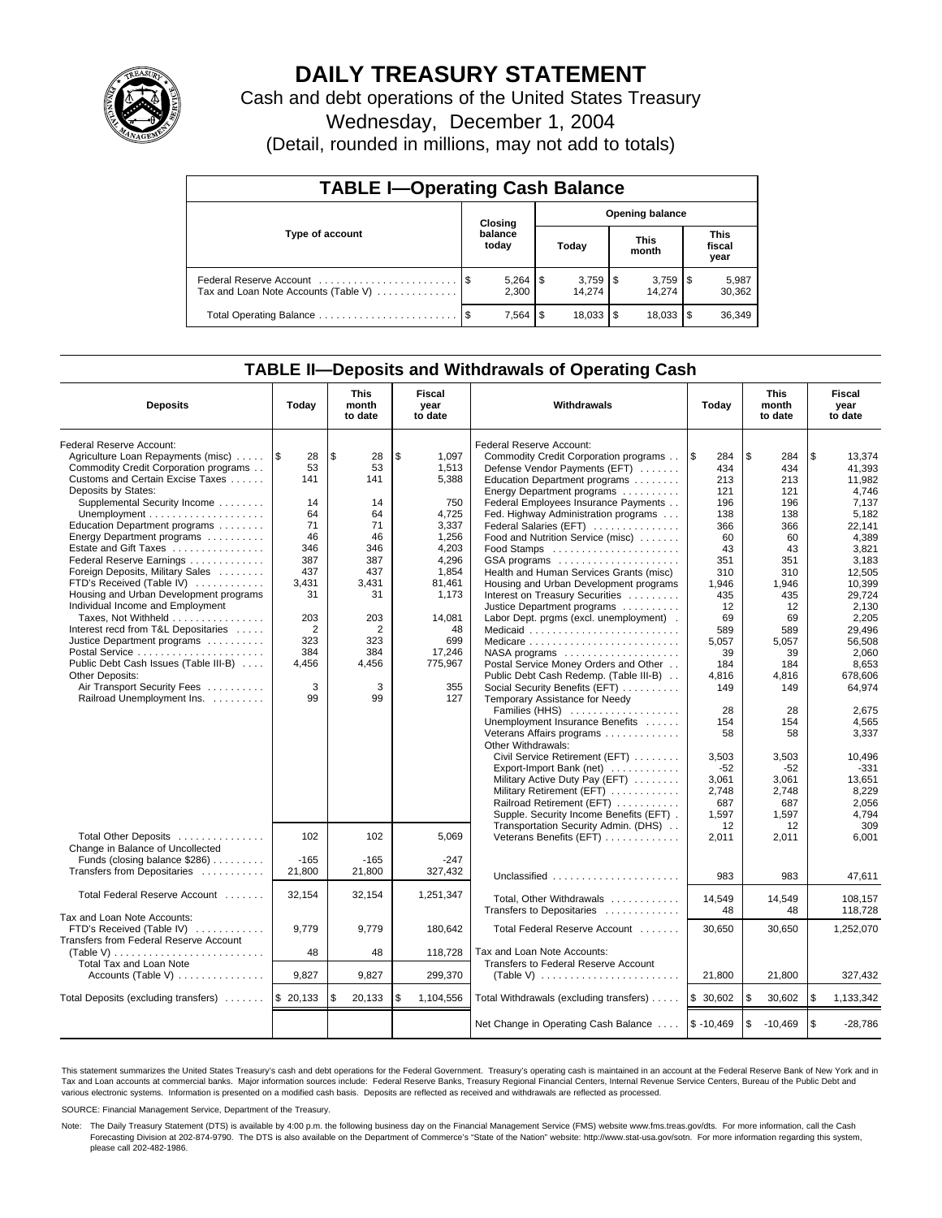# DAILY TREASURY STATEMENT

Cash and debt operations of the United States Treasury

Wednesday, December 1, 2004

(Detail, rounded in millions, may not add to totals)

## TABLE I—Operating Cash Balance

| Type of account | Closing balance today | Opening balance Today | Opening balance This month | Opening balance This fiscal year |
|---|---|---|---|---|
| Federal Reserve Account | $ 5,264 | $ 3,759 | $ 3,759 | $ 5,987 |
| Tax and Loan Note Accounts (Table V) | 2,300 | 14,274 | 14,274 | 30,362 |
| Total Operating Balance | $ 7,564 | $ 18,033 | $ 18,033 | $ 36,349 |

## TABLE II—Deposits and Withdrawals of Operating Cash

| Deposits | Today | This month to date | Fiscal year to date |
|---|---|---|---|
| Federal Reserve Account: | | | |
| Agriculture Loan Repayments (misc) | $ 28 | $ 28 | $ 1,097 |
| Commodity Credit Corporation programs | 53 | 53 | 1,513 |
| Customs and Certain Excise Taxes | 141 | 141 | 5,388 |
| Deposits by States: | | | |
| Supplemental Security Income | 14 | 14 | 750 |
| Unemployment | 64 | 64 | 4,725 |
| Education Department programs | 71 | 71 | 3,337 |
| Energy Department programs | 46 | 46 | 1,256 |
| Estate and Gift Taxes | 346 | 346 | 4,203 |
| Federal Reserve Earnings | 387 | 387 | 4,296 |
| Foreign Deposits, Military Sales | 437 | 437 | 1,854 |
| FTD's Received (Table IV) | 3,431 | 3,431 | 81,461 |
| Housing and Urban Development programs | 31 | 31 | 1,173 |
| Individual Income and Employment Taxes, Not Withheld | 203 | 203 | 14,081 |
| Interest recd from T&L Depositaries | 2 | 2 | 48 |
| Justice Department programs | 323 | 323 | 699 |
| Postal Service | 384 | 384 | 17,246 |
| Public Debt Cash Issues (Table III-B) | 4,456 | 4,456 | 775,967 |
| Other Deposits: | | | |
| Air Transport Security Fees | 3 | 3 | 355 |
| Railroad Unemployment Ins. | 99 | 99 | 127 |
| Total Other Deposits | 102 | 102 | 5,069 |
| Change in Balance of Uncollected Funds (closing balance $286) | -165 | -165 | -247 |
| Transfers from Depositaries | 21,800 | 21,800 | 327,432 |
| Total Federal Reserve Account | 32,154 | 32,154 | 1,251,347 |
| Tax and Loan Note Accounts: | | | |
| FTD's Received (Table IV) | 9,779 | 9,779 | 180,642 |
| Transfers from Federal Reserve Account (Table V) | 48 | 48 | 118,728 |
| Total Tax and Loan Note Accounts (Table V) | 9,827 | 9,827 | 299,370 |
| Total Deposits (excluding transfers) | $ 20,133 | $ 20,133 | $ 1,104,556 |

| Withdrawals | Today | This month to date | Fiscal year to date |
|---|---|---|---|
| Federal Reserve Account: | | | |
| Commodity Credit Corporation programs | $ 284 | $ 284 | $ 13,374 |
| Defense Vendor Payments (EFT) | 434 | 434 | 41,393 |
| Education Department programs | 213 | 213 | 11,982 |
| Energy Department programs | 121 | 121 | 4,746 |
| Federal Employees Insurance Payments | 196 | 196 | 7,137 |
| Fed. Highway Administration programs | 138 | 138 | 5,182 |
| Federal Salaries (EFT) | 366 | 366 | 22,141 |
| Food and Nutrition Service (misc) | 60 | 60 | 4,389 |
| Food Stamps | 43 | 43 | 3,821 |
| GSA programs | 351 | 351 | 3,183 |
| Health and Human Services Grants (misc) | 310 | 310 | 12,505 |
| Housing and Urban Development programs | 1,946 | 1,946 | 10,399 |
| Interest on Treasury Securities | 435 | 435 | 29,724 |
| Justice Department programs | 12 | 12 | 2,130 |
| Labor Dept. prgms (excl. unemployment) | 69 | 69 | 2,205 |
| Medicaid | 589 | 589 | 29,496 |
| Medicare | 5,057 | 5,057 | 56,508 |
| NASA programs | 39 | 39 | 2,060 |
| Postal Service Money Orders and Other | 184 | 184 | 8,653 |
| Public Debt Cash Redemp. (Table III-B) | 4,816 | 4,816 | 678,606 |
| Social Security Benefits (EFT) | 149 | 149 | 64,974 |
| Temporary Assistance for Needy Families (HHS) | 28 | 28 | 2,675 |
| Unemployment Insurance Benefits | 154 | 154 | 4,565 |
| Veterans Affairs programs | 58 | 58 | 3,337 |
| Other Withdrawals: | | | |
| Civil Service Retirement (EFT) | 3,503 | 3,503 | 10,496 |
| Export-Import Bank (net) | -52 | -52 | -331 |
| Military Active Duty Pay (EFT) | 3,061 | 3,061 | 13,651 |
| Military Retirement (EFT) | 2,748 | 2,748 | 8,229 |
| Railroad Retirement (EFT) | 687 | 687 | 2,056 |
| Supple. Security Income Benefits (EFT) | 1,597 | 1,597 | 4,794 |
| Transportation Security Admin. (DHS) | 12 | 12 | 309 |
| Veterans Benefits (EFT) | 2,011 | 2,011 | 6,001 |
| Unclassified | 983 | 983 | 47,611 |
| Total, Other Withdrawals | 14,549 | 14,549 | 108,157 |
| Transfers to Depositaries | 48 | 48 | 118,728 |
| Total Federal Reserve Account | 30,650 | 30,650 | 1,252,070 |
| Tax and Loan Note Accounts: | | | |
| Transfers to Federal Reserve Account (Table V) | 21,800 | 21,800 | 327,432 |
| Total Withdrawals (excluding transfers) | $ 30,602 | $ 30,602 | $ 1,133,342 |
| Net Change in Operating Cash Balance | $ -10,469 | $ -10,469 | $ -28,786 |

This statement summarizes the United States Treasury's cash and debt operations for the Federal Government. Treasury's operating cash is maintained in an account at the Federal Reserve Bank of New York and in Tax and Loan accounts at commercial banks. Major information sources include: Federal Reserve Banks, Treasury Regional Financial Centers, Internal Revenue Service Centers, Bureau of the Public Debt and various electronic systems. Information is presented on a modified cash basis. Deposits are reflected as received and withdrawals are reflected as processed.

SOURCE: Financial Management Service, Department of the Treasury.

Note: The Daily Treasury Statement (DTS) is available by 4:00 p.m. the following business day on the Financial Management Service (FMS) website www.fms.treas.gov/dts. For more information, call the Cash Forecasting Division at 202-874-9790. The DTS is also available on the Department of Commerce's "State of the Nation" website: http://www.stat-usa.gov/sotn. For more information regarding this system, please call 202-482-1986.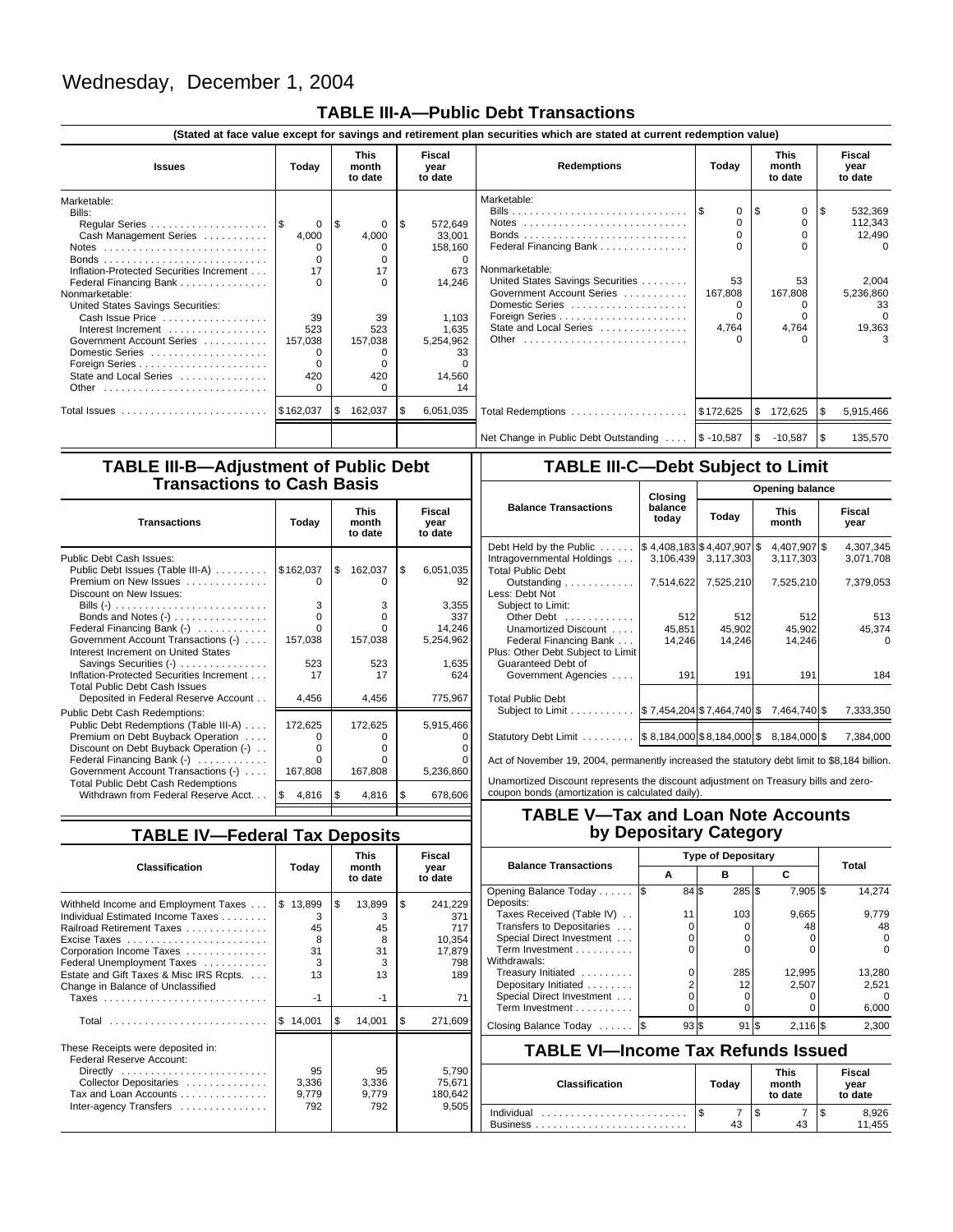Wednesday, December 1, 2004

## TABLE III-A—Public Debt Transactions

(Stated at face value except for savings and retirement plan securities which are stated at current redemption value)

| Issues | Today | This month to date | Fiscal year to date |
|---|---|---|---|
| Marketable: | | | |
| Bills: | | | |
| Regular Series | $ 0 | $ 0 | $ 572,649 |
| Cash Management Series | 4,000 | 4,000 | 33,001 |
| Notes | 0 | 0 | 158,160 |
| Bonds | 0 | 0 | 0 |
| Inflation-Protected Securities Increment | 17 | 17 | 673 |
| Federal Financing Bank | 0 | 0 | 14,246 |
| Nonmarketable: | | | |
| United States Savings Securities: | | | |
| Cash Issue Price | 39 | 39 | 1,103 |
| Interest Increment | 523 | 523 | 1,635 |
| Government Account Series | 157,038 | 157,038 | 5,254,962 |
| Domestic Series | 0 | 0 | 33 |
| Foreign Series | 0 | 0 | 0 |
| State and Local Series | 420 | 420 | 14,560 |
| Other | 0 | 0 | 14 |
| Total Issues | $162,037 | $ 162,037 | $ 6,051,035 |

| Redemptions | Today | This month to date | Fiscal year to date |
|---|---|---|---|
| Marketable: | | | |
| Bills | $ 0 | $ 0 | $ 532,369 |
| Notes | 0 | 0 | 112,343 |
| Bonds | 0 | 0 | 12,490 |
| Federal Financing Bank | 0 | 0 | 0 |
| Nonmarketable: | | | |
| United States Savings Securities | 53 | 53 | 2,004 |
| Government Account Series | 167,808 | 167,808 | 5,236,860 |
| Domestic Series | 0 | 0 | 33 |
| Foreign Series | 0 | 0 | 0 |
| State and Local Series | 4,764 | 4,764 | 19,363 |
| Other | 0 | 0 | 3 |
| Total Redemptions | $172,625 | $ 172,625 | $ 5,915,466 |
| Net Change in Public Debt Outstanding | $ -10,587 | $ -10,587 | $ 135,570 |

## TABLE III-B—Adjustment of Public Debt Transactions to Cash Basis

| Transactions | Today | This month to date | Fiscal year to date |
|---|---|---|---|
| Public Debt Cash Issues: | | | |
| Public Debt Issues (Table III-A) | $162,037 | $ 162,037 | $ 6,051,035 |
| Premium on New Issues | 0 | 0 | 92 |
| Discount on New Issues: | | | |
| Bills (-) | 3 | 3 | 3,355 |
| Bonds and Notes (-) | 0 | 0 | 337 |
| Federal Financing Bank (-) | 0 | 0 | 14,246 |
| Government Account Transactions (-) | 157,038 | 157,038 | 5,254,962 |
| Interest Increment on United States Savings Securities (-) | 523 | 523 | 1,635 |
| Inflation-Protected Securities Increment | 17 | 17 | 624 |
| Total Public Debt Cash Issues Deposited in Federal Reserve Account | 4,456 | 4,456 | 775,967 |
| Public Debt Cash Redemptions: | | | |
| Public Debt Redemptions (Table III-A) | 172,625 | 172,625 | 5,915,466 |
| Premium on Debt Buyback Operation | 0 | 0 | 0 |
| Discount on Debt Buyback Operation (-) | 0 | 0 | 0 |
| Federal Financing Bank (-) | 0 | 0 | 0 |
| Government Account Transactions (-) | 167,808 | 167,808 | 5,236,860 |
| Total Public Debt Cash Redemptions Withdrawn from Federal Reserve Acct. | $ 4,816 | $ 4,816 | $ 678,606 |

## TABLE III-C—Debt Subject to Limit

| Balance Transactions | Closing balance today | Opening balance Today | Opening balance This month | Opening balance Fiscal year |
|---|---|---|---|---|
| Debt Held by the Public | $ 4,408,183 | $ 4,407,907 | $ 4,407,907 | $ 4,307,345 |
| Intragovernmental Holdings | 3,106,439 | 3,117,303 | 3,117,303 | 3,071,708 |
| Total Public Debt Outstanding | 7,514,622 | 7,525,210 | 7,525,210 | 7,379,053 |
| Less: Debt Not Subject to Limit: | | | | |
| Other Debt | 512 | 512 | 512 | 513 |
| Unamortized Discount | 45,851 | 45,902 | 45,902 | 45,374 |
| Federal Financing Bank | 14,246 | 14,246 | 14,246 | 0 |
| Plus: Other Debt Subject to Limit Guaranteed Debt of Government Agencies | 191 | 191 | 191 | 184 |
| Total Public Debt Subject to Limit | $ 7,454,204 | $ 7,464,740 | $ 7,464,740 | $ 7,333,350 |
| Statutory Debt Limit | $ 8,184,000 | $ 8,184,000 | $ 8,184,000 | $ 7,384,000 |

Act of November 19, 2004, permanently increased the statutory debt limit to $8,184 billion.

Unamortized Discount represents the discount adjustment on Treasury bills and zero-coupon bonds (amortization is calculated daily).

## TABLE IV—Federal Tax Deposits

| Classification | Today | This month to date | Fiscal year to date |
|---|---|---|---|
| Withheld Income and Employment Taxes | $ 13,899 | $ 13,899 | $ 241,229 |
| Individual Estimated Income Taxes | 3 | 3 | 371 |
| Railroad Retirement Taxes | 45 | 45 | 717 |
| Excise Taxes | 8 | 8 | 10,354 |
| Corporation Income Taxes | 31 | 31 | 17,879 |
| Federal Unemployment Taxes | 3 | 3 | 798 |
| Estate and Gift Taxes & Misc IRS Rcpts. | 13 | 13 | 189 |
| Change in Balance of Unclassified Taxes | -1 | -1 | 71 |
| Total | $ 14,001 | $ 14,001 | $ 271,609 |
| These Receipts were deposited in: | | | |
| Federal Reserve Account: | | | |
| Directly | 95 | 95 | 5,790 |
| Collector Depositaries | 3,336 | 3,336 | 75,671 |
| Tax and Loan Accounts | 9,779 | 9,779 | 180,642 |
| Inter-agency Transfers | 792 | 792 | 9,505 |

## TABLE V—Tax and Loan Note Accounts by Depositary Category

| Balance Transactions | Type of Depositary A | B | C | Total |
|---|---|---|---|---|
| Opening Balance Today | $ 84 | $ 285 | $ 7,905 | $ 14,274 |
| Deposits: | | | | |
| Taxes Received (Table IV) | 11 | 103 | 9,665 | 9,779 |
| Transfers to Depositaries | 0 | 0 | 48 | 48 |
| Special Direct Investment | 0 | 0 | 0 | 0 |
| Term Investment | 0 | 0 | 0 | 0 |
| Withdrawals: | | | | |
| Treasury Initiated | 0 | 285 | 12,995 | 13,280 |
| Depositary Initiated | 2 | 12 | 2,507 | 2,521 |
| Special Direct Investment | 0 | 0 | 0 | 0 |
| Term Investment | 0 | 0 | 0 | 6,000 |
| Closing Balance Today | $ 93 | $ 91 | $ 2,116 | $ 2,300 |

## TABLE VI—Income Tax Refunds Issued

| Classification | Today | This month to date | Fiscal year to date |
|---|---|---|---|
| Individual | $ 7 | $ 7 | $ 8,926 |
| Business | 43 | 43 | 11,455 |